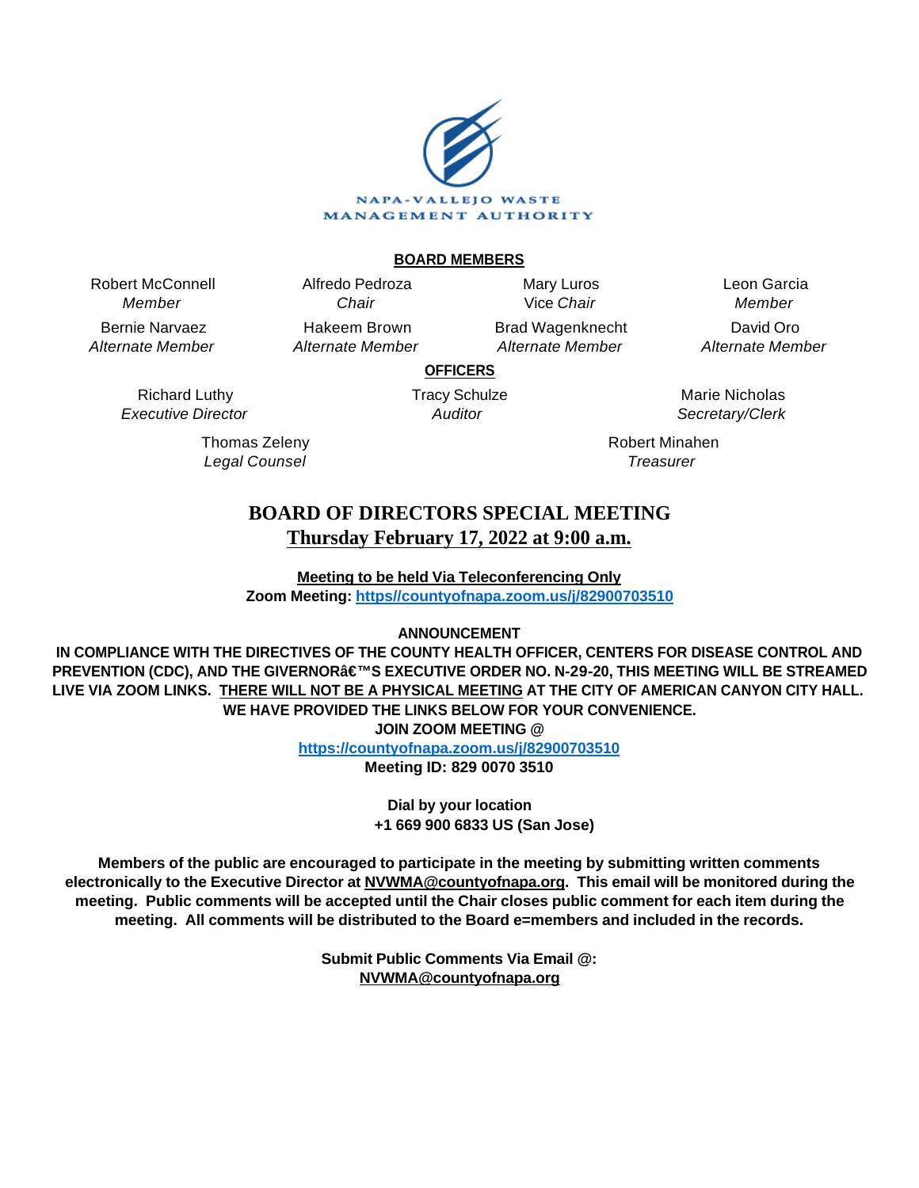NAPA-VALLEJO WASTE MANAGEMENT AUTHORITY

**BOARD MEMBERS**

| | | | |
|---|---|---|---|
| Robert McConnell<br>*Member* | Alfredo Pedroza<br>*Chair* | Mary Luros<br>Vice *Chair* | Leon Garcia<br>*Member* |
| Bernie Narvaez<br>*Alternate Member* | Hakeem Brown<br>*Alternate Member* | Brad Wagenknecht<br>*Alternate Member* | David Oro<br>*Alternate Member* |

**OFFICERS**

| | | |
|---|---|---|
| Richard Luthy<br>*Executive Director* | Tracy Schulze<br>*Auditor* | Marie Nicholas<br>*Secretary/Clerk* |
| Thomas Zeleny<br>*Legal Counsel* | | Robert Minahen<br>*Treasurer* |

# BOARD OF DIRECTORS SPECIAL MEETING

## Thursday February 17, 2022 at 9:00 a.m.

**Meeting to be held Via Teleconferencing Only**
**Zoom Meeting: https//countyofnapa.zoom.us/j/82900703510**

**ANNOUNCEMENT**

**IN COMPLIANCE WITH THE DIRECTIVES OF THE COUNTY HEALTH OFFICER, CENTERS FOR DISEASE CONTROL AND PREVENTION (CDC), AND THE GIVERNORâ€™S EXECUTIVE ORDER NO. N-29-20, THIS MEETING WILL BE STREAMED LIVE VIA ZOOM LINKS. THERE WILL NOT BE A PHYSICAL MEETING AT THE CITY OF AMERICAN CANYON CITY HALL. WE HAVE PROVIDED THE LINKS BELOW FOR YOUR CONVENIENCE.**

**JOIN ZOOM MEETING @**
**https://countyofnapa.zoom.us/j/82900703510**
**Meeting ID: 829 0070 3510**

**Dial by your location**
**+1 669 900 6833 US (San Jose)**

**Members of the public are encouraged to participate in the meeting by submitting written comments electronically to the Executive Director at NVWMA@countyofnapa.org. This email will be monitored during the meeting. Public comments will be accepted until the Chair closes public comment for each item during the meeting. All comments will be distributed to the Board e=members and included in the records.**

**Submit Public Comments Via Email @:**
**NVWMA@countyofnapa.org**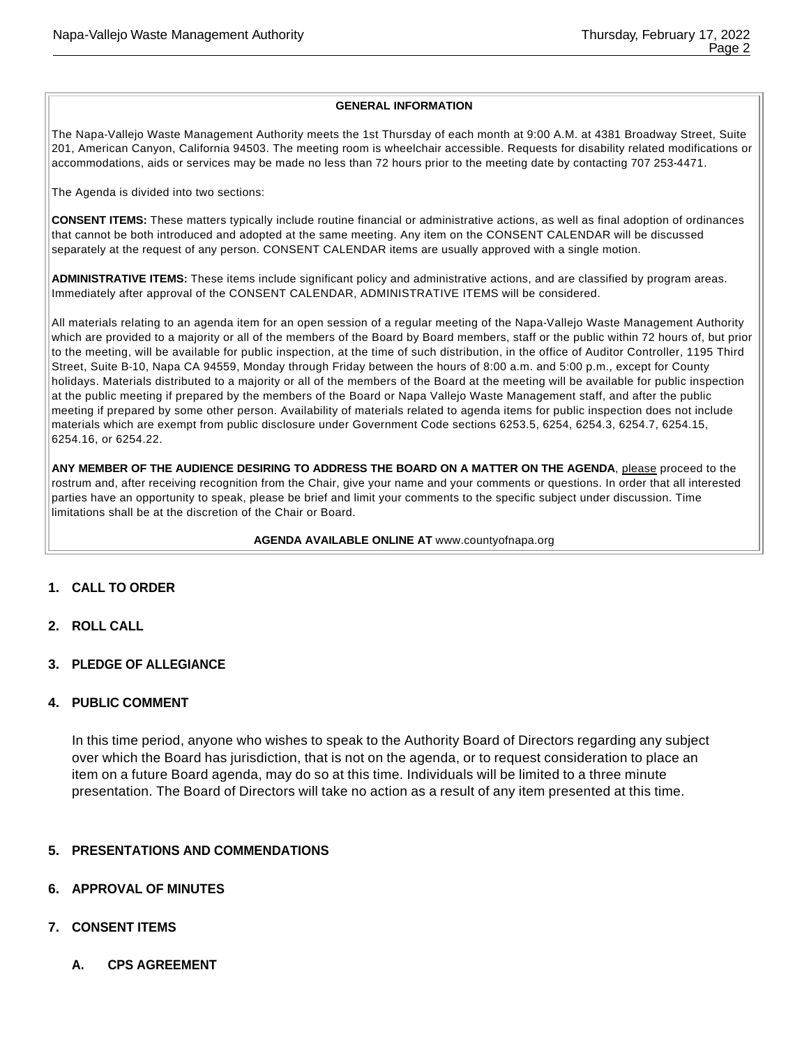### GENERAL INFORMATION

The Napa-Vallejo Waste Management Authority meets the 1st Thursday of each month at 9:00 A.M. at 4381 Broadway Street, Suite 201, American Canyon, California 94503. The meeting room is wheelchair accessible. Requests for disability related modifications or accommodations, aids or services may be made no less than 72 hours prior to the meeting date by contacting 707 253-4471.

The Agenda is divided into two sections:

**CONSENT ITEMS:** These matters typically include routine financial or administrative actions, as well as final adoption of ordinances that cannot be both introduced and adopted at the same meeting. Any item on the CONSENT CALENDAR will be discussed separately at the request of any person. CONSENT CALENDAR items are usually approved with a single motion.

**ADMINISTRATIVE ITEMS:** These items include significant policy and administrative actions, and are classified by program areas. Immediately after approval of the CONSENT CALENDAR, ADMINISTRATIVE ITEMS will be considered.

All materials relating to an agenda item for an open session of a regular meeting of the Napa-Vallejo Waste Management Authority which are provided to a majority or all of the members of the Board by Board members, staff or the public within 72 hours of, but prior to the meeting, will be available for public inspection, at the time of such distribution, in the office of Auditor Controller, 1195 Third Street, Suite B-10, Napa CA 94559, Monday through Friday between the hours of 8:00 a.m. and 5:00 p.m., except for County holidays. Materials distributed to a majority or all of the members of the Board at the meeting will be available for public inspection at the public meeting if prepared by the members of the Board or Napa Vallejo Waste Management staff, and after the public meeting if prepared by some other person. Availability of materials related to agenda items for public inspection does not include materials which are exempt from public disclosure under Government Code sections 6253.5, 6254, 6254.3, 6254.7, 6254.15, 6254.16, or 6254.22.

**ANY MEMBER OF THE AUDIENCE DESIRING TO ADDRESS THE BOARD ON A MATTER ON THE AGENDA**, please proceed to the rostrum and, after receiving recognition from the Chair, give your name and your comments or questions. In order that all interested parties have an opportunity to speak, please be brief and limit your comments to the specific subject under discussion. Time limitations shall be at the discretion of the Chair or Board.

**AGENDA AVAILABLE ONLINE AT** www.countyofnapa.org

## 1. CALL TO ORDER

## 2. ROLL CALL

## 3. PLEDGE OF ALLEGIANCE

## 4. PUBLIC COMMENT

In this time period, anyone who wishes to speak to the Authority Board of Directors regarding any subject over which the Board has jurisdiction, that is not on the agenda, or to request consideration to place an item on a future Board agenda, may do so at this time. Individuals will be limited to a three minute presentation. The Board of Directors will take no action as a result of any item presented at this time.

## 5. PRESENTATIONS AND COMMENDATIONS

## 6. APPROVAL OF MINUTES

## 7. CONSENT ITEMS

### A. CPS AGREEMENT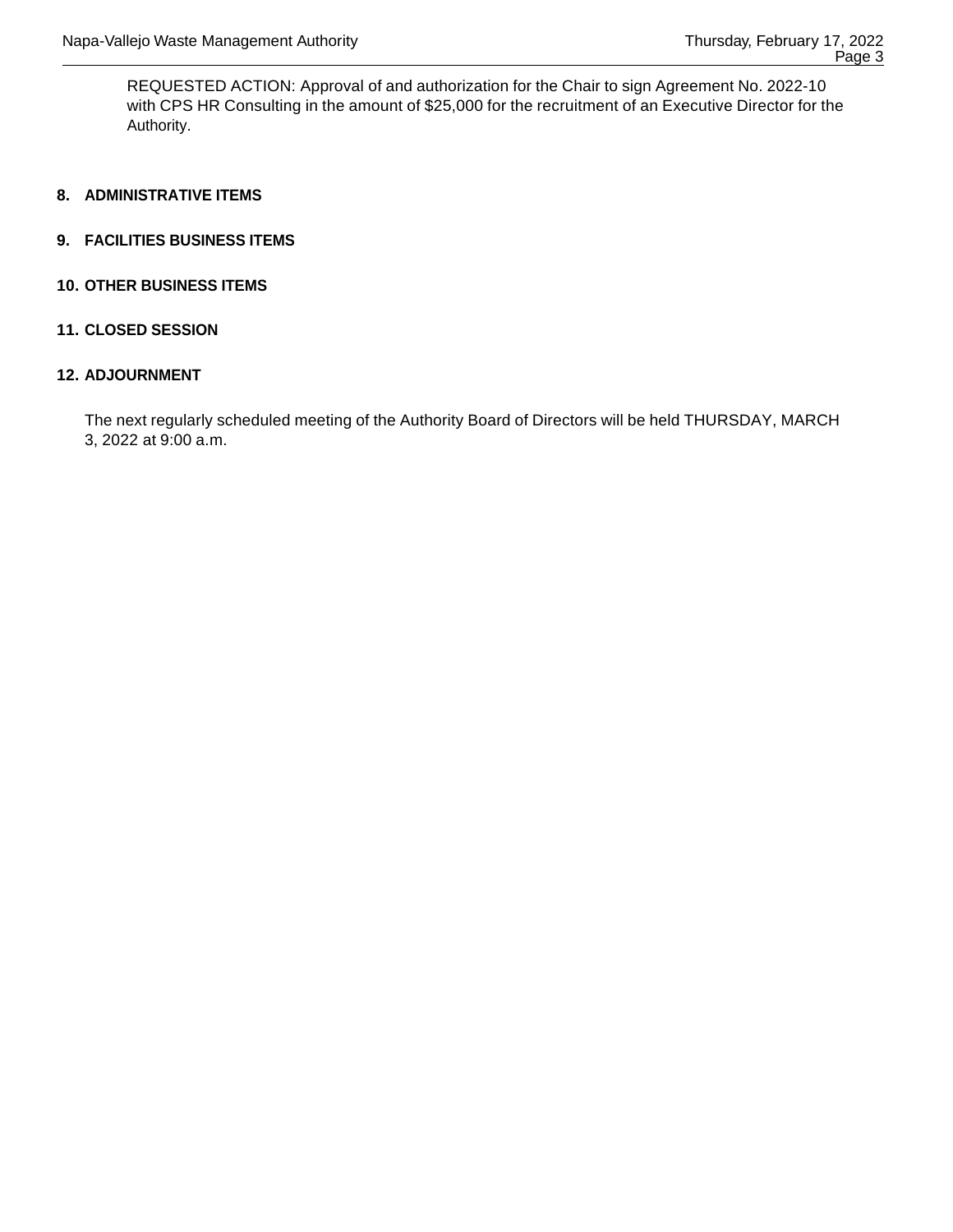REQUESTED ACTION: Approval of and authorization for the Chair to sign Agreement No. 2022-10 with CPS HR Consulting in the amount of $25,000 for the recruitment of an Executive Director for the Authority.

**8. ADMINISTRATIVE ITEMS**

**9. FACILITIES BUSINESS ITEMS**

**10. OTHER BUSINESS ITEMS**

**11. CLOSED SESSION**

**12. ADJOURNMENT**

The next regularly scheduled meeting of the Authority Board of Directors will be held THURSDAY, MARCH 3, 2022 at 9:00 a.m.